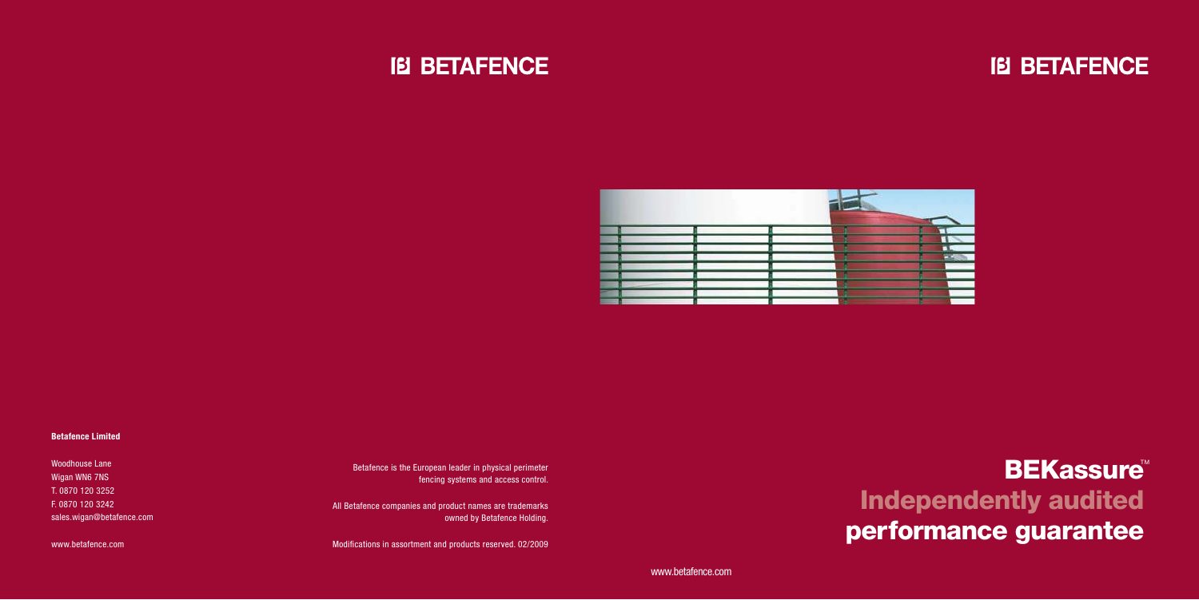# BETAFENCE

**Betafence Limited**

Woodhouse Lane
Wigan WN6 7NS
T. 0870 120 3252
F. 0870 120 3242
sales.wigan@betafence.com

www.betafence.com

Betafence is the European leader in physical perimeter fencing systems and access control.

All Betafence companies and product names are trademarks owned by Betafence Holding.

Modifications in assortment and products reserved. 02/2009

# BETAFENCE

# BEKassure™

## Independently audited performance guarantee

www.betafence.com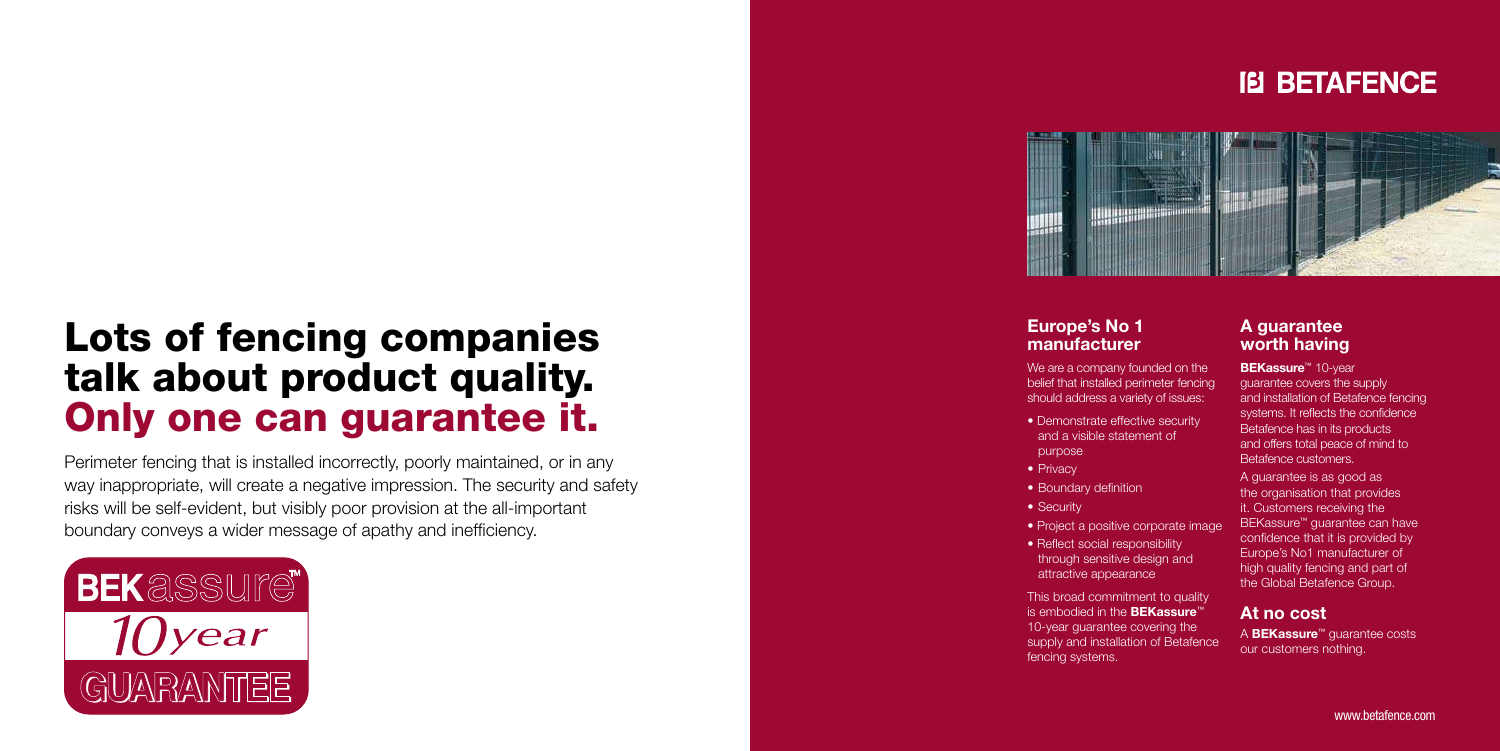# Lots of fencing companies talk about product quality. Only one can guarantee it.

Perimeter fencing that is installed incorrectly, poorly maintained, or in any way inappropriate, will create a negative impression. The security and safety risks will be self-evident, but visibly poor provision at the all-important boundary conveys a wider message of apathy and inefficiency.

BEKassure™
10year
GUARANTEE

BETAFENCE

## Europe's No 1 manufacturer

We are a company founded on the belief that installed perimeter fencing should address a variety of issues:

- Demonstrate effective security and a visible statement of purpose
- Privacy
- Boundary definition
- Security
- Project a positive corporate image
- Reflect social responsibility through sensitive design and attractive appearance

This broad commitment to quality is embodied in the **BEKassure**™ 10-year guarantee covering the supply and installation of Betafence fencing systems.

## A guarantee worth having

**BEKassure**™ 10-year guarantee covers the supply and installation of Betafence fencing systems. It reflects the confidence Betafence has in its products and offers total peace of mind to Betafence customers.

A guarantee is as good as the organisation that provides it. Customers receiving the BEKassure™ guarantee can have confidence that it is provided by Europe's No1 manufacturer of high quality fencing and part of the Global Betafence Group.

## At no cost

A **BEKassure**™ guarantee costs our customers nothing.

www.betafence.com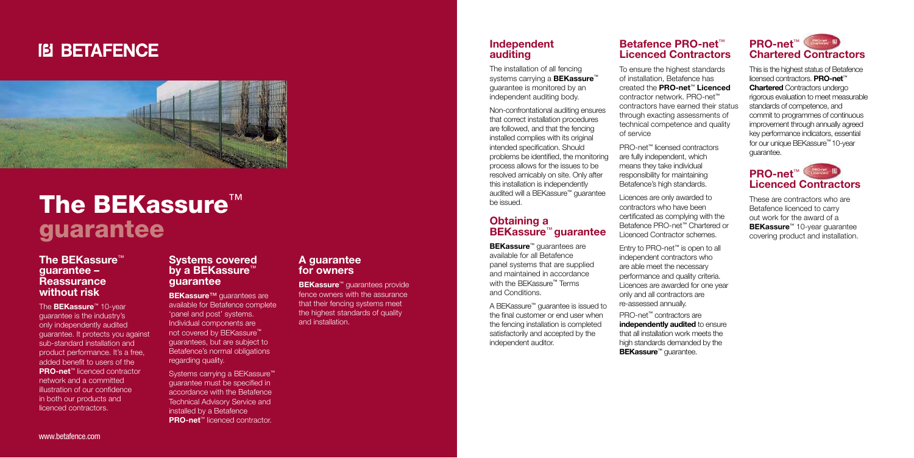# BETAFENCE

# The BEKassure™ guarantee

## The BEKassure™ guarantee – Reassurance without risk

The **BEKassure**™ 10-year guarantee is the industry's only independently audited guarantee. It protects you against sub-standard installation and product performance. It's a free, added benefit to users of the **PRO-net**™ licenced contractor network and a committed illustration of our confidence in both our products and licenced contractors.

## Systems covered by a BEKassure™ guarantee

**BEKassure™** guarantees are available for Betafence complete 'panel and post' systems. Individual components are not covered by BEKassure™ guarantees, but are subject to Betafence's normal obligations regarding quality.

Systems carrying a BEKassure™ guarantee must be specified in accordance with the Betafence Technical Advisory Service and installed by a Betafence **PRO-net**™ licenced contractor.

## A guarantee for owners

**BEKassure**™ guarantees provide fence owners with the assurance that their fencing systems meet the highest standards of quality and installation.

www.betafence.com

## Independent auditing

The installation of all fencing systems carrying a **BEKassure**™ guarantee is monitored by an independent auditing body.

Non-confrontational auditing ensures that correct installation procedures are followed, and that the fencing installed complies with its original intended specification. Should problems be identified, the monitoring process allows for the issues to be resolved amicably on site. Only after this installation is independently audited will a BEKassure™ guarantee be issued.

## Obtaining a BEKassure™ guarantee

**BEKassure**™ guarantees are available for all Betafence panel systems that are supplied and maintained in accordance with the BEKassure™ Terms and Conditions.

A BEKassure™ guarantee is issued to the final customer or end user when the fencing installation is completed satisfactorily and accepted by the independent auditor.

## Betafence PRO-net™ Licenced Contractors

To ensure the highest standards of installation, Betafence has created the **PRO-net**™ **Licenced** contractor network. PRO-net™ contractors have earned their status through exacting assessments of technical competence and quality of service

PRO-net™ licensed contractors are fully independent, which means they take individual responsibility for maintaining Betafence's high standards.

Licences are only awarded to contractors who have been certificated as complying with the Betafence PRO-net™ Chartered or Licenced Contractor schemes.

Entry to PRO-net™ is open to all independent contractors who are able meet the necessary performance and quality criteria. Licences are awarded for one year only and all contractors are re-assessed annually.

PRO-net™ contractors are **independently audited** to ensure that all installation work meets the high standards demanded by the **BEKassure**™ guarantee.

## PRO-net™ Chartered Contractors

This is the highest status of Betafence licensed contractors. **PRO-net**™ **Chartered** Contractors undergo rigorous evaluation to meet measurable standards of competence, and commit to programmes of continuous improvement through annually agreed key performance indicators, essential for our unique BEKassure™ 10-year guarantee.

## PRO-net™ Licenced Contractors

These are contractors who are Betafence licenced to carry out work for the award of a **BEKassure**™ 10-year guarantee covering product and installation.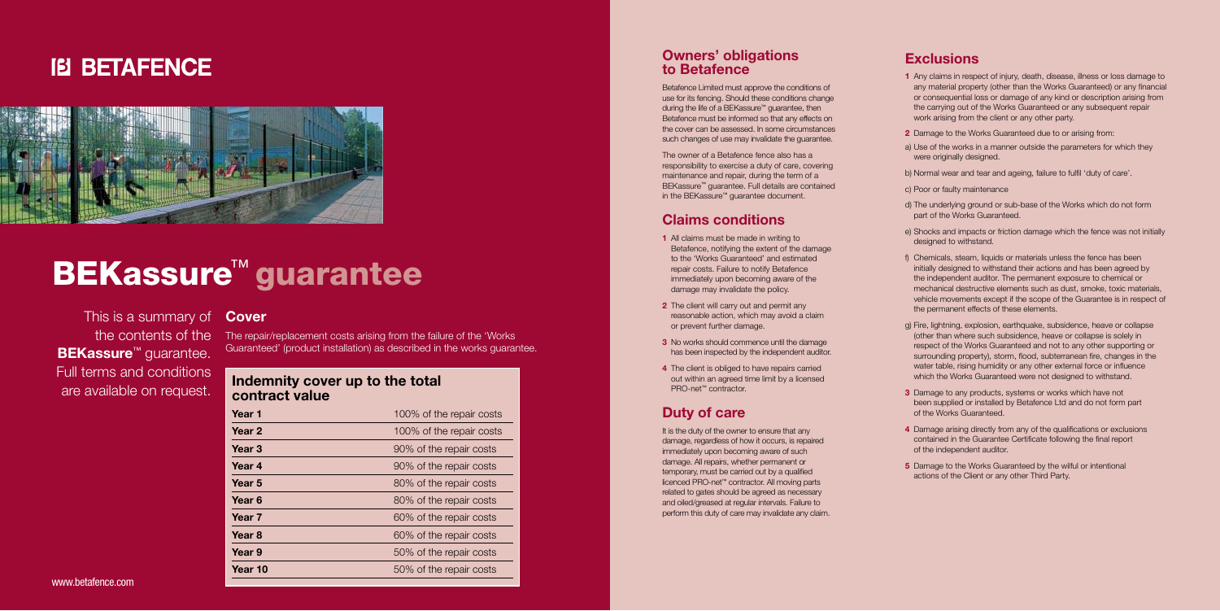# BETAFENCE

# BEKassure™ guarantee

This is a summary of the contents of the **BEKassure**™ guarantee. Full terms and conditions are available on request.

## Cover

The repair/replacement costs arising from the failure of the 'Works Guaranteed' (product installation) as described in the works guarantee.

## Indemnity cover up to the total contract value

| | |
|---|---|
| **Year 1** | 100% of the repair costs |
| **Year 2** | 100% of the repair costs |
| **Year 3** | 90% of the repair costs |
| **Year 4** | 90% of the repair costs |
| **Year 5** | 80% of the repair costs |
| **Year 6** | 80% of the repair costs |
| **Year 7** | 60% of the repair costs |
| **Year 8** | 60% of the repair costs |
| **Year 9** | 50% of the repair costs |
| **Year 10** | 50% of the repair costs |

www.betafence.com

## Owners' obligations to Betafence

Betafence Limited must approve the conditions of use for its fencing. Should these conditions change during the life of a BEKassure™ guarantee, then Betafence must be informed so that any effects on the cover can be assessed. In some circumstances such changes of use may invalidate the guarantee.

The owner of a Betafence fence also has a responsibility to exercise a duty of care, covering maintenance and repair, during the term of a BEKassure™ guarantee. Full details are contained in the BEKassure™ guarantee document.

## Claims conditions

1. All claims must be made in writing to Betafence, notifying the extent of the damage to the 'Works Guaranteed' and estimated repair costs. Failure to notify Betafence immediately upon becoming aware of the damage may invalidate the policy.
2. The client will carry out and permit any reasonable action, which may avoid a claim or prevent further damage.
3. No works should commence until the damage has been inspected by the independent auditor.
4. The client is obliged to have repairs carried out within an agreed time limit by a licensed PRO-net™ contractor.

## Duty of care

It is the duty of the owner to ensure that any damage, regardless of how it occurs, is repaired immediately upon becoming aware of such damage. All repairs, whether permanent or temporary, must be carried out by a qualified licenced PRO-net™ contractor. All moving parts related to gates should be agreed as necessary and oiled/greased at regular intervals. Failure to perform this duty of care may invalidate any claim.

## Exclusions

1. Any claims in respect of injury, death, disease, illness or loss damage to any material property (other than the Works Guaranteed) or any financial or consequential loss or damage of any kind or description arising from the carrying out of the Works Guaranteed or any subsequent repair work arising from the client or any other party.
2. Damage to the Works Guaranteed due to or arising from:

a) Use of the works in a manner outside the parameters for which they were originally designed.

b) Normal wear and tear and ageing, failure to fulfil 'duty of care'.

c) Poor or faulty maintenance

d) The underlying ground or sub-base of the Works which do not form part of the Works Guaranteed.

e) Shocks and impacts or friction damage which the fence was not initially designed to withstand.

f) Chemicals, steam, liquids or materials unless the fence has been initially designed to withstand their actions and has been agreed by the independent auditor. The permanent exposure to chemical or mechanical destructive elements such as dust, smoke, toxic materials, vehicle movements except if the scope of the Guarantee is in respect of the permanent effects of these elements.

g) Fire, lightning, explosion, earthquake, subsidence, heave or collapse (other than where such subsidence, heave or collapse is solely in respect of the Works Guaranteed and not to any other supporting or surrounding property), storm, flood, subterranean fire, changes in the water table, rising humidity or any other external force or influence which the Works Guaranteed were not designed to withstand.

3. Damage to any products, systems or works which have not been supplied or installed by Betafence Ltd and do not form part of the Works Guaranteed.
4. Damage arising directly from any of the qualifications or exclusions contained in the Guarantee Certificate following the final report of the independent auditor.
5. Damage to the Works Guaranteed by the wilful or intentional actions of the Client or any other Third Party.